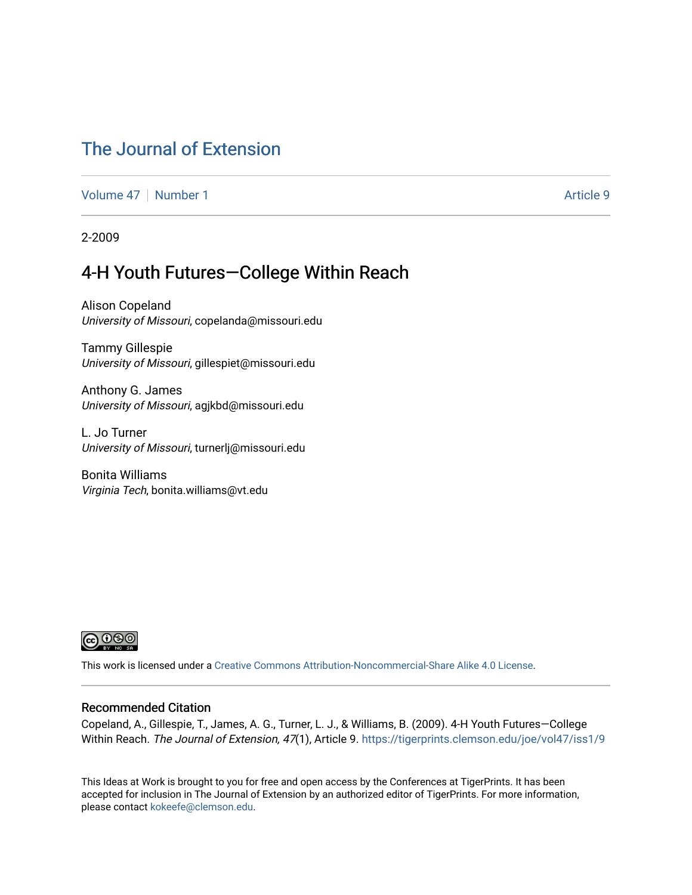# The Journal of Extension

Volume 47 | Number 1 | Article 9

2-2009

## 4-H Youth Futures—College Within Reach

Alison Copeland
*University of Missouri*, copelanda@missouri.edu

Tammy Gillespie
*University of Missouri*, gillespiet@missouri.edu

Anthony G. James
*University of Missouri*, agjkbd@missouri.edu

L. Jo Turner
*University of Missouri*, turnerlj@missouri.edu

Bonita Williams
*Virginia Tech*, bonita.williams@vt.edu

This work is licensed under a Creative Commons Attribution-Noncommercial-Share Alike 4.0 License.

### Recommended Citation

Copeland, A., Gillespie, T., James, A. G., Turner, L. J., & Williams, B. (2009). 4-H Youth Futures—College Within Reach. *The Journal of Extension, 47*(1), Article 9. https://tigerprints.clemson.edu/joe/vol47/iss1/9

This Ideas at Work is brought to you for free and open access by the Conferences at TigerPrints. It has been accepted for inclusion in The Journal of Extension by an authorized editor of TigerPrints. For more information, please contact kokeefe@clemson.edu.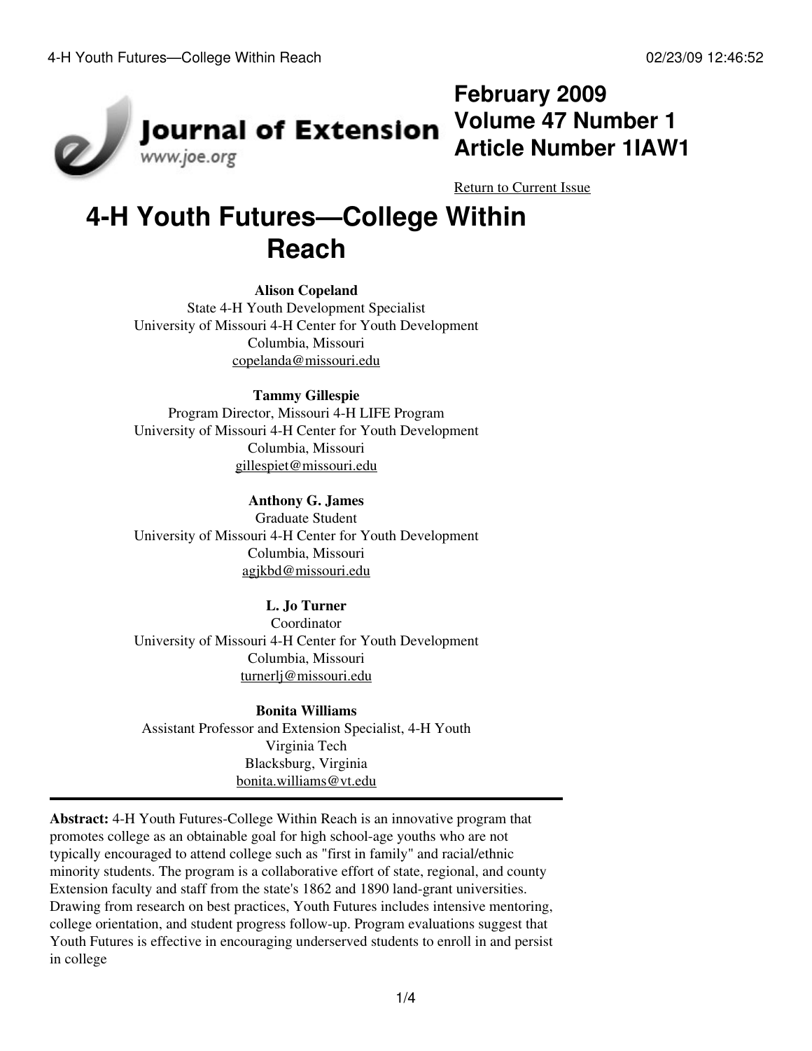February 2009
Volume 47 Number 1
Article Number 1IAW1

Return to Current Issue

# 4-H Youth Futures—College Within Reach

**Alison Copeland**
State 4-H Youth Development Specialist
University of Missouri 4-H Center for Youth Development
Columbia, Missouri
copelanda@missouri.edu

**Tammy Gillespie**
Program Director, Missouri 4-H LIFE Program
University of Missouri 4-H Center for Youth Development
Columbia, Missouri
gillespiet@missouri.edu

**Anthony G. James**
Graduate Student
University of Missouri 4-H Center for Youth Development
Columbia, Missouri
agjkbd@missouri.edu

**L. Jo Turner**
Coordinator
University of Missouri 4-H Center for Youth Development
Columbia, Missouri
turnerlj@missouri.edu

**Bonita Williams**
Assistant Professor and Extension Specialist, 4-H Youth
Virginia Tech
Blacksburg, Virginia
bonita.williams@vt.edu

---

**Abstract:** 4-H Youth Futures-College Within Reach is an innovative program that promotes college as an obtainable goal for high school-age youths who are not typically encouraged to attend college such as "first in family" and racial/ethnic minority students. The program is a collaborative effort of state, regional, and county Extension faculty and staff from the state's 1862 and 1890 land-grant universities. Drawing from research on best practices, Youth Futures includes intensive mentoring, college orientation, and student progress follow-up. Program evaluations suggest that Youth Futures is effective in encouraging underserved students to enroll in and persist in college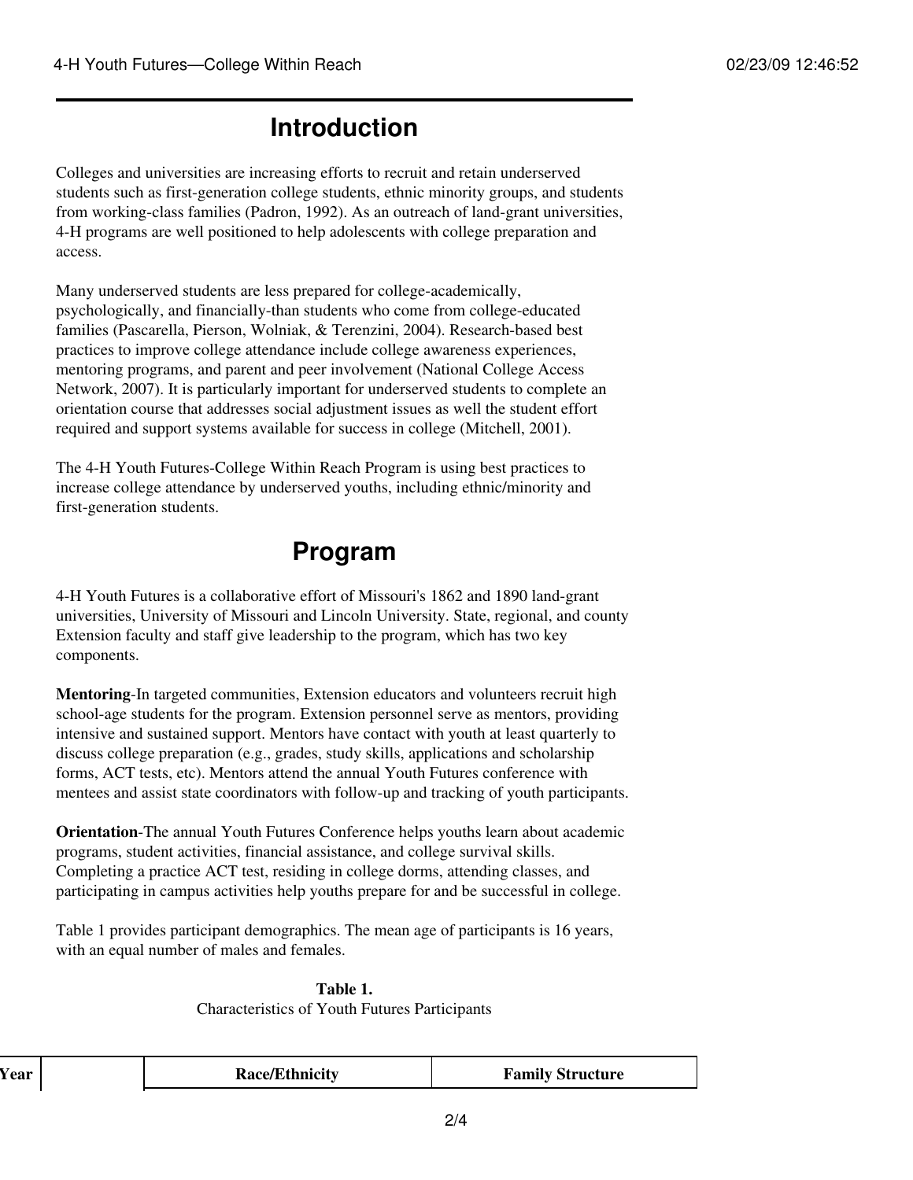# Introduction

Colleges and universities are increasing efforts to recruit and retain underserved students such as first-generation college students, ethnic minority groups, and students from working-class families (Padron, 1992). As an outreach of land-grant universities, 4-H programs are well positioned to help adolescents with college preparation and access.

Many underserved students are less prepared for college-academically, psychologically, and financially-than students who come from college-educated families (Pascarella, Pierson, Wolniak, & Terenzini, 2004). Research-based best practices to improve college attendance include college awareness experiences, mentoring programs, and parent and peer involvement (National College Access Network, 2007). It is particularly important for underserved students to complete an orientation course that addresses social adjustment issues as well the student effort required and support systems available for success in college (Mitchell, 2001).

The 4-H Youth Futures-College Within Reach Program is using best practices to increase college attendance by underserved youths, including ethnic/minority and first-generation students.

# Program

4-H Youth Futures is a collaborative effort of Missouri's 1862 and 1890 land-grant universities, University of Missouri and Lincoln University. State, regional, and county Extension faculty and staff give leadership to the program, which has two key components.

**Mentoring**-In targeted communities, Extension educators and volunteers recruit high school-age students for the program. Extension personnel serve as mentors, providing intensive and sustained support. Mentors have contact with youth at least quarterly to discuss college preparation (e.g., grades, study skills, applications and scholarship forms, ACT tests, etc). Mentors attend the annual Youth Futures conference with mentees and assist state coordinators with follow-up and tracking of youth participants.

**Orientation**-The annual Youth Futures Conference helps youths learn about academic programs, student activities, financial assistance, and college survival skills. Completing a practice ACT test, residing in college dorms, attending classes, and participating in campus activities help youths prepare for and be successful in college.

Table 1 provides participant demographics. The mean age of participants is 16 years, with an equal number of males and females.

**Table 1.**
Characteristics of Youth Futures Participants

| Year | | Race/Ethnicity | Family Structure |
|---|---|---|---|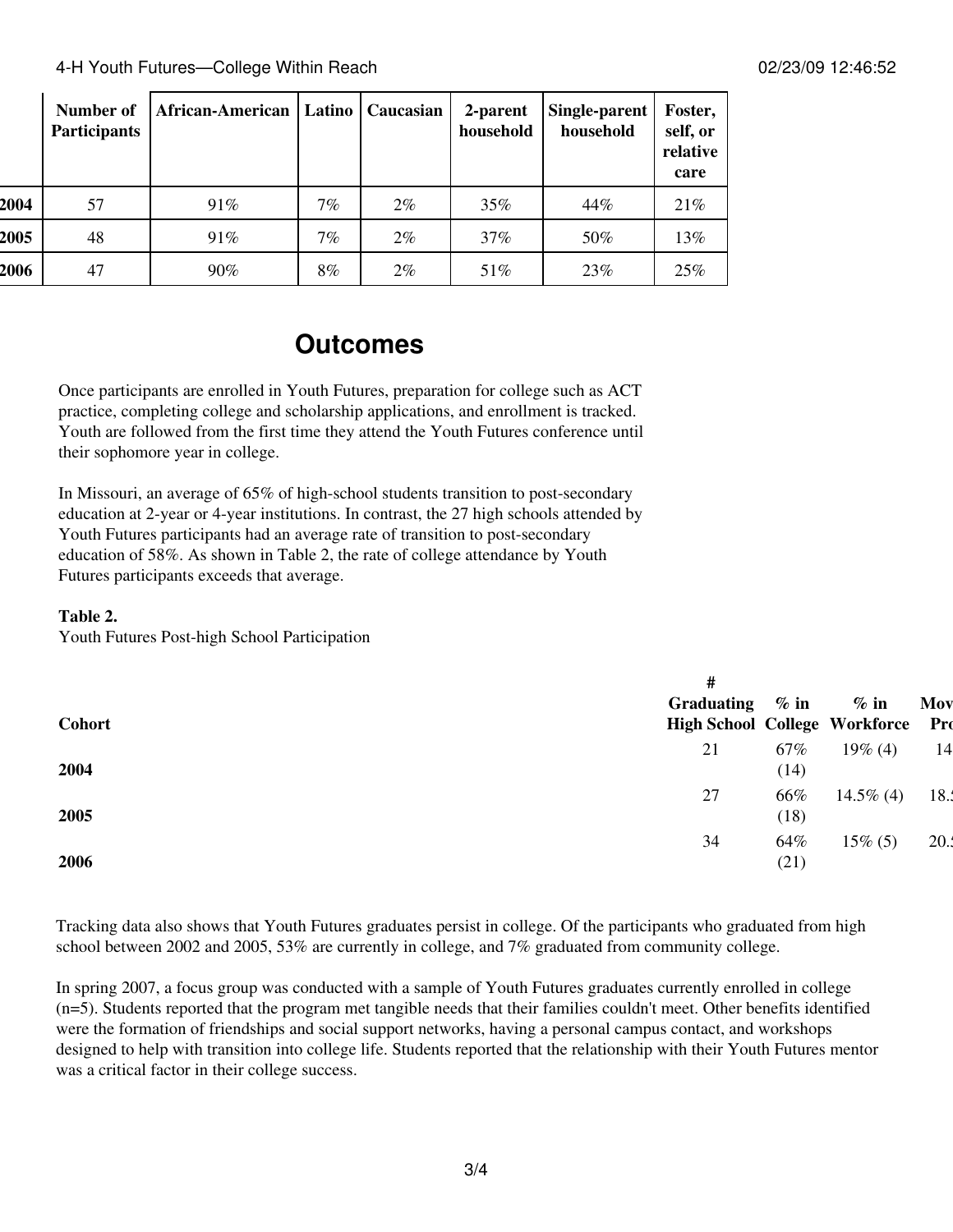| | Number of Participants | African-American | Latino | Caucasian | 2-parent household | Single-parent household | Foster, self, or relative care |
|---|---|---|---|---|---|---|---|
| 2004 | 57 | 91% | 7% | 2% | 35% | 44% | 21% |
| 2005 | 48 | 91% | 7% | 2% | 37% | 50% | 13% |
| 2006 | 47 | 90% | 8% | 2% | 51% | 23% | 25% |

## Outcomes

Once participants are enrolled in Youth Futures, preparation for college such as ACT practice, completing college and scholarship applications, and enrollment is tracked. Youth are followed from the first time they attend the Youth Futures conference until their sophomore year in college.

In Missouri, an average of 65% of high-school students transition to post-secondary education at 2-year or 4-year institutions. In contrast, the 27 high schools attended by Youth Futures participants had an average rate of transition to post-secondary education of 58%. As shown in Table 2, the rate of college attendance by Youth Futures participants exceeds that average.

**Table 2.**
Youth Futures Post-high School Participation

| Cohort | # Graduating High School | % in College | % in Workforce | Mov Pro |
|---|---|---|---|---|
| 2004 | 21 | 67% (14) | 19% (4) | 14 |
| 2005 | 27 | 66% (18) | 14.5% (4) | 18. |
| 2006 | 34 | 64% (21) | 15% (5) | 20. |

Tracking data also shows that Youth Futures graduates persist in college. Of the participants who graduated from high school between 2002 and 2005, 53% are currently in college, and 7% graduated from community college.

In spring 2007, a focus group was conducted with a sample of Youth Futures graduates currently enrolled in college (n=5). Students reported that the program met tangible needs that their families couldn't meet. Other benefits identified were the formation of friendships and social support networks, having a personal campus contact, and workshops designed to help with transition into college life. Students reported that the relationship with their Youth Futures mentor was a critical factor in their college success.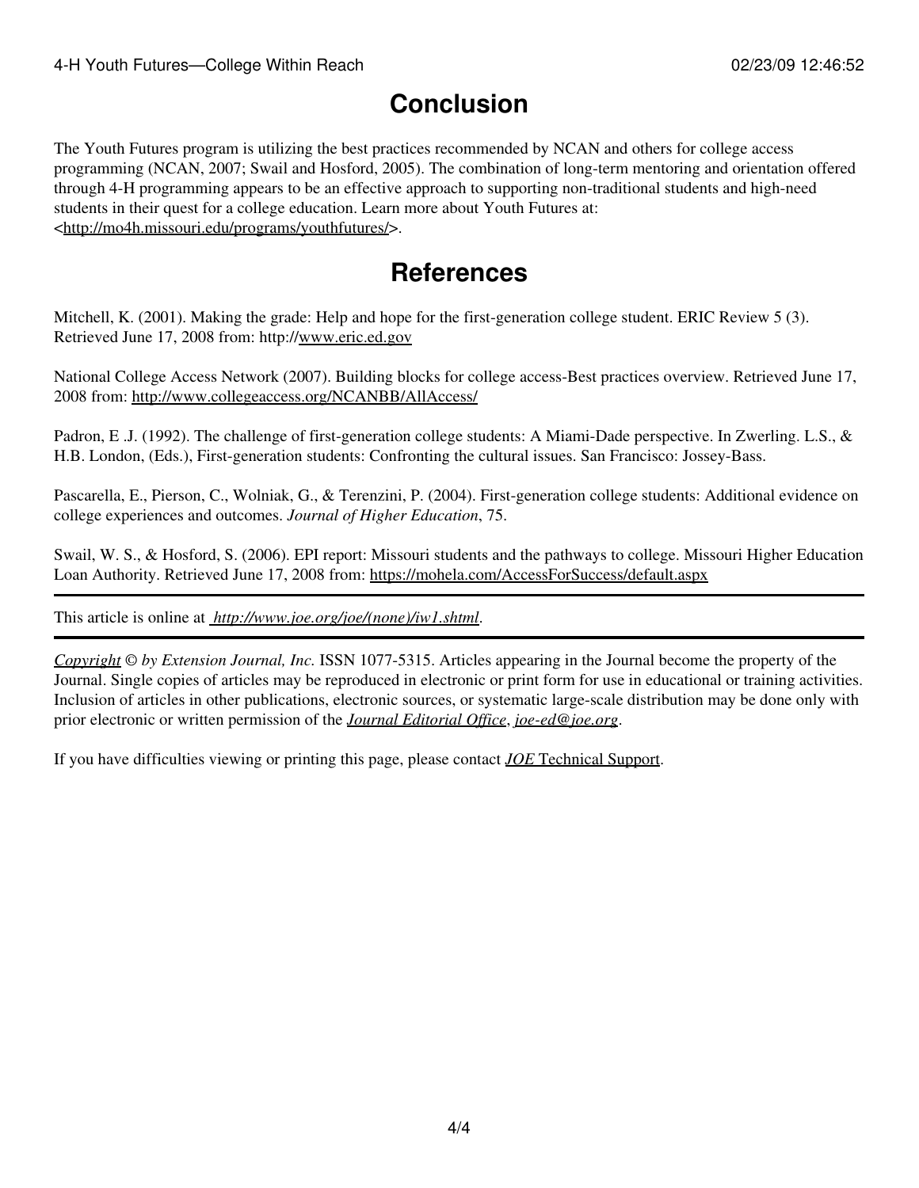## Conclusion

The Youth Futures program is utilizing the best practices recommended by NCAN and others for college access programming (NCAN, 2007; Swail and Hosford, 2005). The combination of long-term mentoring and orientation offered through 4-H programming appears to be an effective approach to supporting non-traditional students and high-need students in their quest for a college education. Learn more about Youth Futures at: <http://mo4h.missouri.edu/programs/youthfutures/>.

## References

Mitchell, K. (2001). Making the grade: Help and hope for the first-generation college student. ERIC Review 5 (3). Retrieved June 17, 2008 from: http://www.eric.ed.gov

National College Access Network (2007). Building blocks for college access-Best practices overview. Retrieved June 17, 2008 from: http://www.collegeaccess.org/NCANBB/AllAccess/

Padron, E .J. (1992). The challenge of first-generation college students: A Miami-Dade perspective. In Zwerling. L.S., & H.B. London, (Eds.), First-generation students: Confronting the cultural issues. San Francisco: Jossey-Bass.

Pascarella, E., Pierson, C., Wolniak, G., & Terenzini, P. (2004). First-generation college students: Additional evidence on college experiences and outcomes. *Journal of Higher Education*, 75.

Swail, W. S., & Hosford, S. (2006). EPI report: Missouri students and the pathways to college. Missouri Higher Education Loan Authority. Retrieved June 17, 2008 from: https://mohela.com/AccessForSuccess/default.aspx

---

This article is online at *http://www.joe.org/joe/(none)/iw1.shtml*.

---

*Copyright © by Extension Journal, Inc.* ISSN 1077-5315. Articles appearing in the Journal become the property of the Journal. Single copies of articles may be reproduced in electronic or print form for use in educational or training activities. Inclusion of articles in other publications, electronic sources, or systematic large-scale distribution may be done only with prior electronic or written permission of the *Journal Editorial Office*, *joe-ed@joe.org*.

If you have difficulties viewing or printing this page, please contact *JOE* Technical Support.